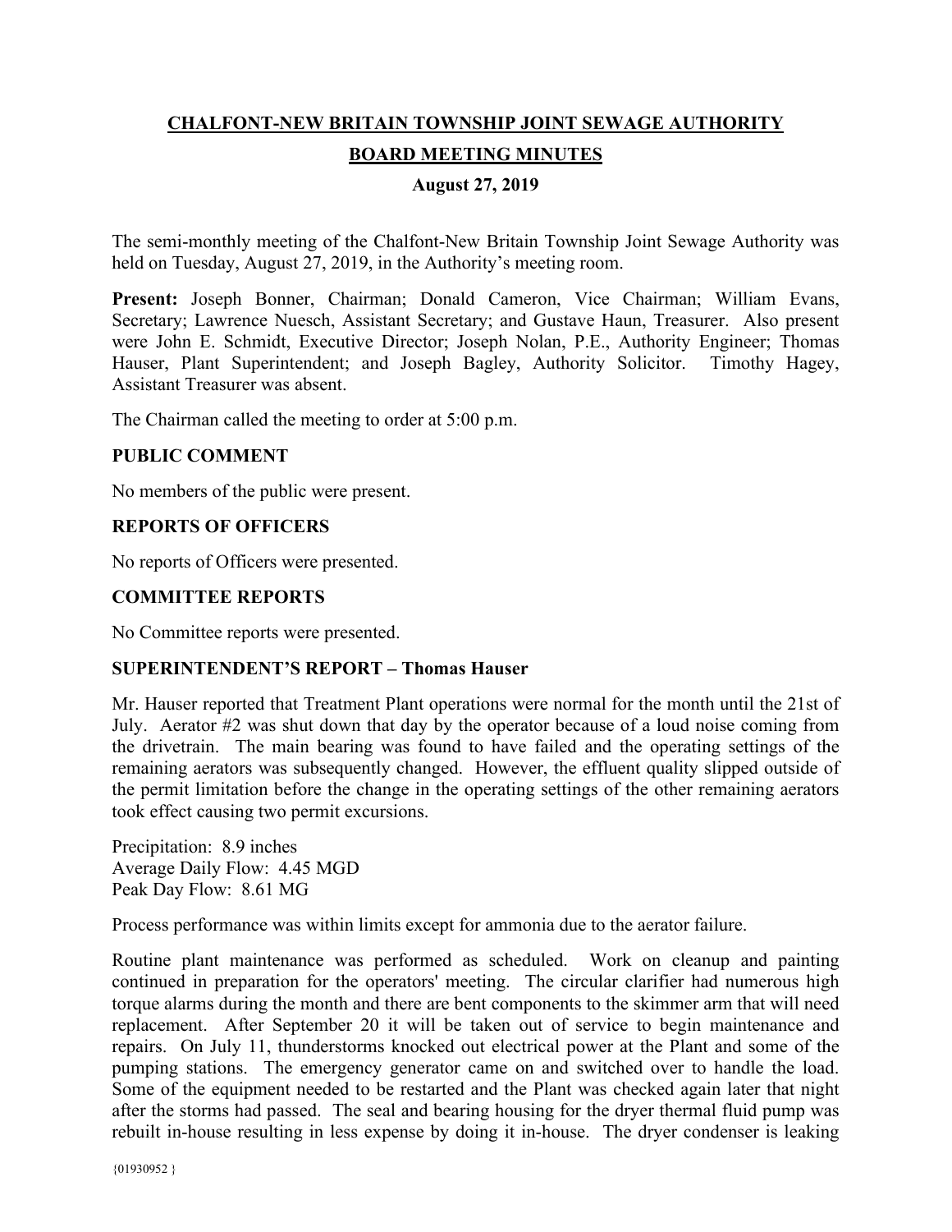# CHALFONT-NEW BRITAIN TOWNSHIP JOINT SEWAGE AUTHORITY

## BOARD MEETING MINUTES

### August 27, 2019

The semi-monthly meeting of the Chalfont-New Britain Township Joint Sewage Authority was held on Tuesday, August 27, 2019, in the Authority's meeting room.

**Present:** Joseph Bonner, Chairman; Donald Cameron, Vice Chairman; William Evans, Secretary; Lawrence Nuesch, Assistant Secretary; and Gustave Haun, Treasurer. Also present were John E. Schmidt, Executive Director; Joseph Nolan, P.E., Authority Engineer; Thomas Hauser, Plant Superintendent; and Joseph Bagley, Authority Solicitor. Timothy Hagey, Assistant Treasurer was absent.

The Chairman called the meeting to order at 5:00 p.m.

**PUBLIC COMMENT**

No members of the public were present.

**REPORTS OF OFFICERS**

No reports of Officers were presented.

**COMMITTEE REPORTS**

No Committee reports were presented.

**SUPERINTENDENT'S REPORT – Thomas Hauser**

Mr. Hauser reported that Treatment Plant operations were normal for the month until the 21st of July. Aerator #2 was shut down that day by the operator because of a loud noise coming from the drivetrain. The main bearing was found to have failed and the operating settings of the remaining aerators was subsequently changed. However, the effluent quality slipped outside of the permit limitation before the change in the operating settings of the other remaining aerators took effect causing two permit excursions.

Precipitation: 8.9 inches
Average Daily Flow: 4.45 MGD
Peak Day Flow: 8.61 MG

Process performance was within limits except for ammonia due to the aerator failure.

Routine plant maintenance was performed as scheduled. Work on cleanup and painting continued in preparation for the operators' meeting. The circular clarifier had numerous high torque alarms during the month and there are bent components to the skimmer arm that will need replacement. After September 20 it will be taken out of service to begin maintenance and repairs. On July 11, thunderstorms knocked out electrical power at the Plant and some of the pumping stations. The emergency generator came on and switched over to handle the load. Some of the equipment needed to be restarted and the Plant was checked again later that night after the storms had passed. The seal and bearing housing for the dryer thermal fluid pump was rebuilt in-house resulting in less expense by doing it in-house. The dryer condenser is leaking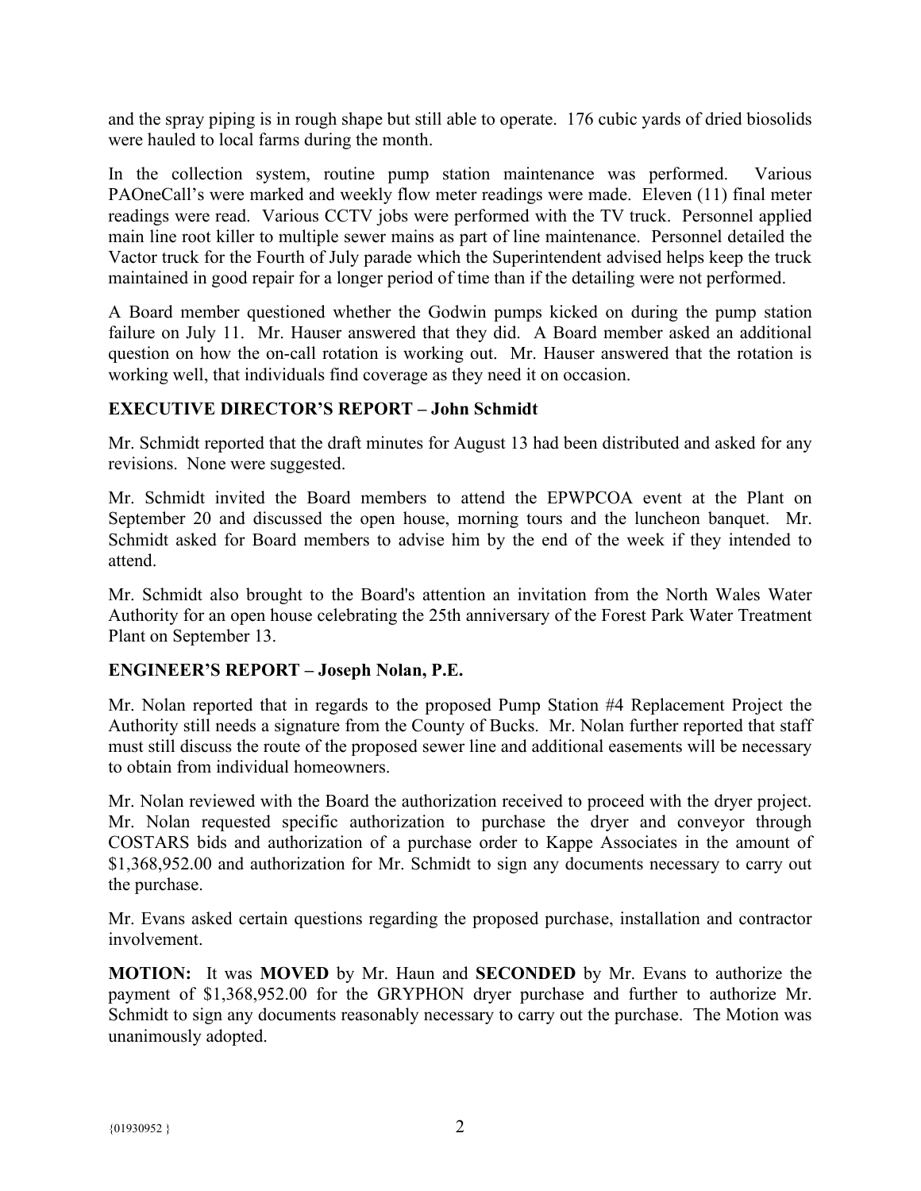and the spray piping is in rough shape but still able to operate. 176 cubic yards of dried biosolids were hauled to local farms during the month.

In the collection system, routine pump station maintenance was performed. Various PAOneCall's were marked and weekly flow meter readings were made. Eleven (11) final meter readings were read. Various CCTV jobs were performed with the TV truck. Personnel applied main line root killer to multiple sewer mains as part of line maintenance. Personnel detailed the Vactor truck for the Fourth of July parade which the Superintendent advised helps keep the truck maintained in good repair for a longer period of time than if the detailing were not performed.

A Board member questioned whether the Godwin pumps kicked on during the pump station failure on July 11. Mr. Hauser answered that they did. A Board member asked an additional question on how the on-call rotation is working out. Mr. Hauser answered that the rotation is working well, that individuals find coverage as they need it on occasion.

**EXECUTIVE DIRECTOR'S REPORT – John Schmidt**

Mr. Schmidt reported that the draft minutes for August 13 had been distributed and asked for any revisions. None were suggested.

Mr. Schmidt invited the Board members to attend the EPWPCOA event at the Plant on September 20 and discussed the open house, morning tours and the luncheon banquet. Mr. Schmidt asked for Board members to advise him by the end of the week if they intended to attend.

Mr. Schmidt also brought to the Board's attention an invitation from the North Wales Water Authority for an open house celebrating the 25th anniversary of the Forest Park Water Treatment Plant on September 13.

**ENGINEER'S REPORT – Joseph Nolan, P.E.**

Mr. Nolan reported that in regards to the proposed Pump Station #4 Replacement Project the Authority still needs a signature from the County of Bucks. Mr. Nolan further reported that staff must still discuss the route of the proposed sewer line and additional easements will be necessary to obtain from individual homeowners.

Mr. Nolan reviewed with the Board the authorization received to proceed with the dryer project. Mr. Nolan requested specific authorization to purchase the dryer and conveyor through COSTARS bids and authorization of a purchase order to Kappe Associates in the amount of $1,368,952.00 and authorization for Mr. Schmidt to sign any documents necessary to carry out the purchase.

Mr. Evans asked certain questions regarding the proposed purchase, installation and contractor involvement.

**MOTION:** It was **MOVED** by Mr. Haun and **SECONDED** by Mr. Evans to authorize the payment of $1,368,952.00 for the GRYPHON dryer purchase and further to authorize Mr. Schmidt to sign any documents reasonably necessary to carry out the purchase. The Motion was unanimously adopted.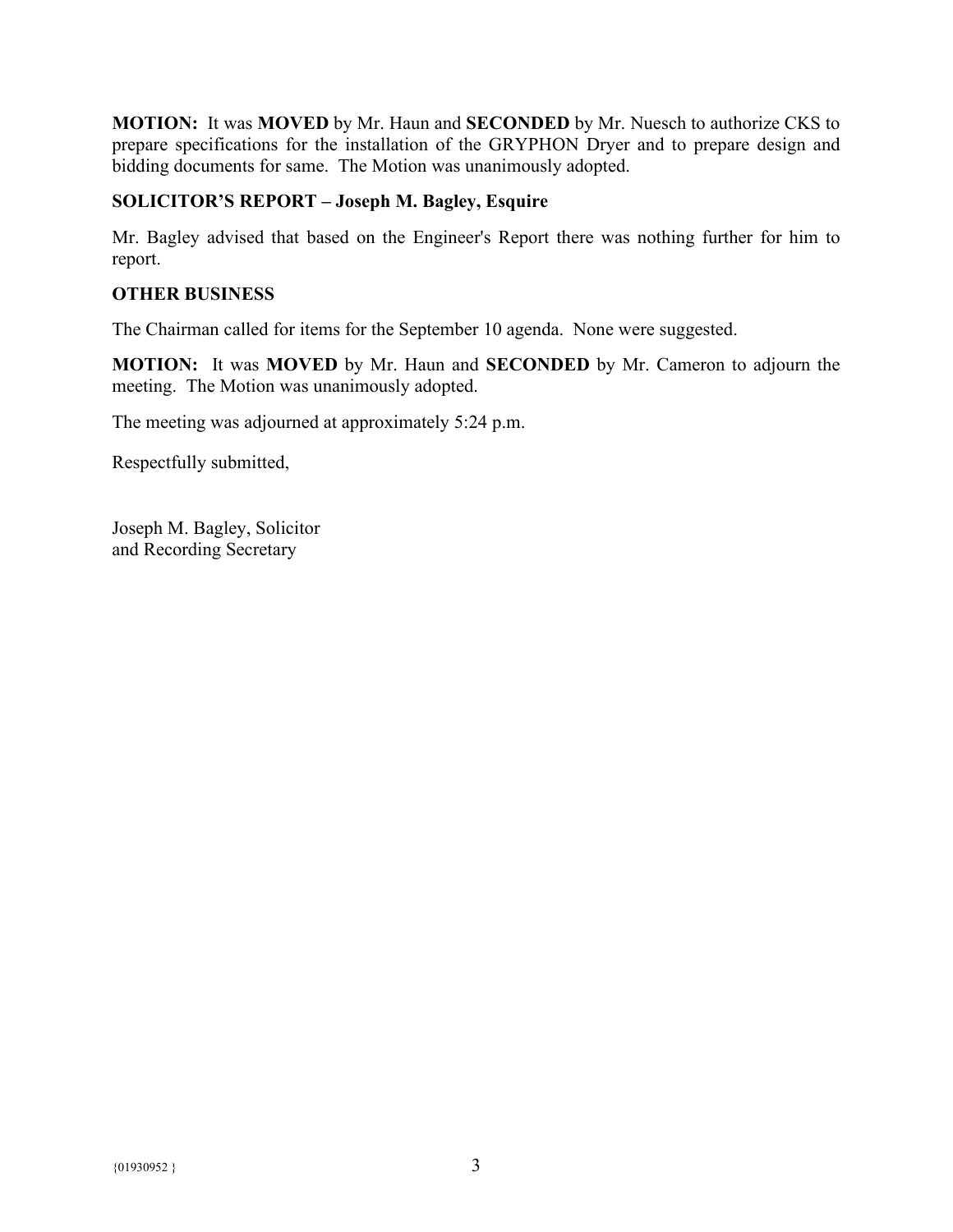**MOTION:** It was **MOVED** by Mr. Haun and **SECONDED** by Mr. Nuesch to authorize CKS to prepare specifications for the installation of the GRYPHON Dryer and to prepare design and bidding documents for same. The Motion was unanimously adopted.

**SOLICITOR'S REPORT – Joseph M. Bagley, Esquire**

Mr. Bagley advised that based on the Engineer's Report there was nothing further for him to report.

**OTHER BUSINESS**

The Chairman called for items for the September 10 agenda. None were suggested.

**MOTION:** It was **MOVED** by Mr. Haun and **SECONDED** by Mr. Cameron to adjourn the meeting. The Motion was unanimously adopted.

The meeting was adjourned at approximately 5:24 p.m.

Respectfully submitted,

Joseph M. Bagley, Solicitor
and Recording Secretary

{01930952 }